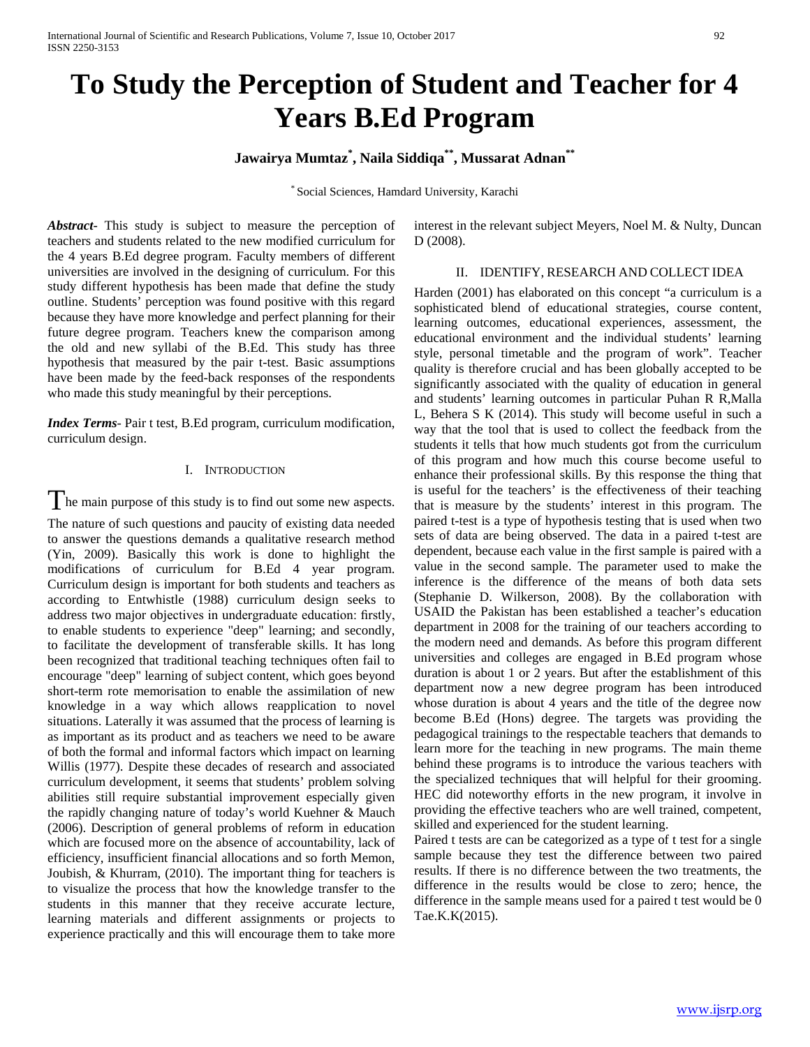# To Study the Perception of Student and Teacher for 4 Years B.Ed Program

**Jawairya Mumtaz*, Naila Siddiqa**, Mussarat Adnan****

* Social Sciences, Hamdard University, Karachi

***Abstract***- This study is subject to measure the perception of teachers and students related to the new modified curriculum for the 4 years B.Ed degree program. Faculty members of different universities are involved in the designing of curriculum. For this study different hypothesis has been made that define the study outline. Students' perception was found positive with this regard because they have more knowledge and perfect planning for their future degree program. Teachers knew the comparison among the old and new syllabi of the B.Ed. This study has three hypothesis that measured by the pair t-test. Basic assumptions have been made by the feed-back responses of the respondents who made this study meaningful by their perceptions.

***Index Terms***- Pair t test, B.Ed program, curriculum modification, curriculum design.

## I. Introduction

The main purpose of this study is to find out some new aspects. The nature of such questions and paucity of existing data needed to answer the questions demands a qualitative research method (Yin, 2009). Basically this work is done to highlight the modifications of curriculum for B.Ed 4 year program. Curriculum design is important for both students and teachers as according to Entwhistle (1988) curriculum design seeks to address two major objectives in undergraduate education: firstly, to enable students to experience "deep" learning; and secondly, to facilitate the development of transferable skills. It has long been recognized that traditional teaching techniques often fail to encourage "deep" learning of subject content, which goes beyond short-term rote memorisation to enable the assimilation of new knowledge in a way which allows reapplication to novel situations. Laterally it was assumed that the process of learning is as important as its product and as teachers we need to be aware of both the formal and informal factors which impact on learning Willis (1977). Despite these decades of research and associated curriculum development, it seems that students' problem solving abilities still require substantial improvement especially given the rapidly changing nature of today's world Kuehner & Mauch (2006). Description of general problems of reform in education which are focused more on the absence of accountability, lack of efficiency, insufficient financial allocations and so forth Memon, Joubish, & Khurram, (2010). The important thing for teachers is to visualize the process that how the knowledge transfer to the students in this manner that they receive accurate lecture, learning materials and different assignments or projects to experience practically and this will encourage them to take more interest in the relevant subject Meyers, Noel M. & Nulty, Duncan D (2008).

## II. Identify, Research and Collect Idea

Harden (2001) has elaborated on this concept "a curriculum is a sophisticated blend of educational strategies, course content, learning outcomes, educational experiences, assessment, the educational environment and the individual students' learning style, personal timetable and the program of work". Teacher quality is therefore crucial and has been globally accepted to be significantly associated with the quality of education in general and students' learning outcomes in particular Puhan R R,Malla L, Behera S K (2014). This study will become useful in such a way that the tool that is used to collect the feedback from the students it tells that how much students got from the curriculum of this program and how much this course become useful to enhance their professional skills. By this response the thing that is useful for the teachers' is the effectiveness of their teaching that is measure by the students' interest in this program. The paired t-test is a type of hypothesis testing that is used when two sets of data are being observed. The data in a paired t-test are dependent, because each value in the first sample is paired with a value in the second sample. The parameter used to make the inference is the difference of the means of both data sets (Stephanie D. Wilkerson, 2008). By the collaboration with USAID the Pakistan has been established a teacher's education department in 2008 for the training of our teachers according to the modern need and demands. As before this program different universities and colleges are engaged in B.Ed program whose duration is about 1 or 2 years. But after the establishment of this department now a new degree program has been introduced whose duration is about 4 years and the title of the degree now become B.Ed (Hons) degree. The targets was providing the pedagogical trainings to the respectable teachers that demands to learn more for the teaching in new programs. The main theme behind these programs is to introduce the various teachers with the specialized techniques that will helpful for their grooming. HEC did noteworthy efforts in the new program, it involve in providing the effective teachers who are well trained, competent, skilled and experienced for the student learning.

Paired t tests are can be categorized as a type of t test for a single sample because they test the difference between two paired results. If there is no difference between the two treatments, the difference in the results would be close to zero; hence, the difference in the sample means used for a paired t test would be 0 Tae.K.K(2015).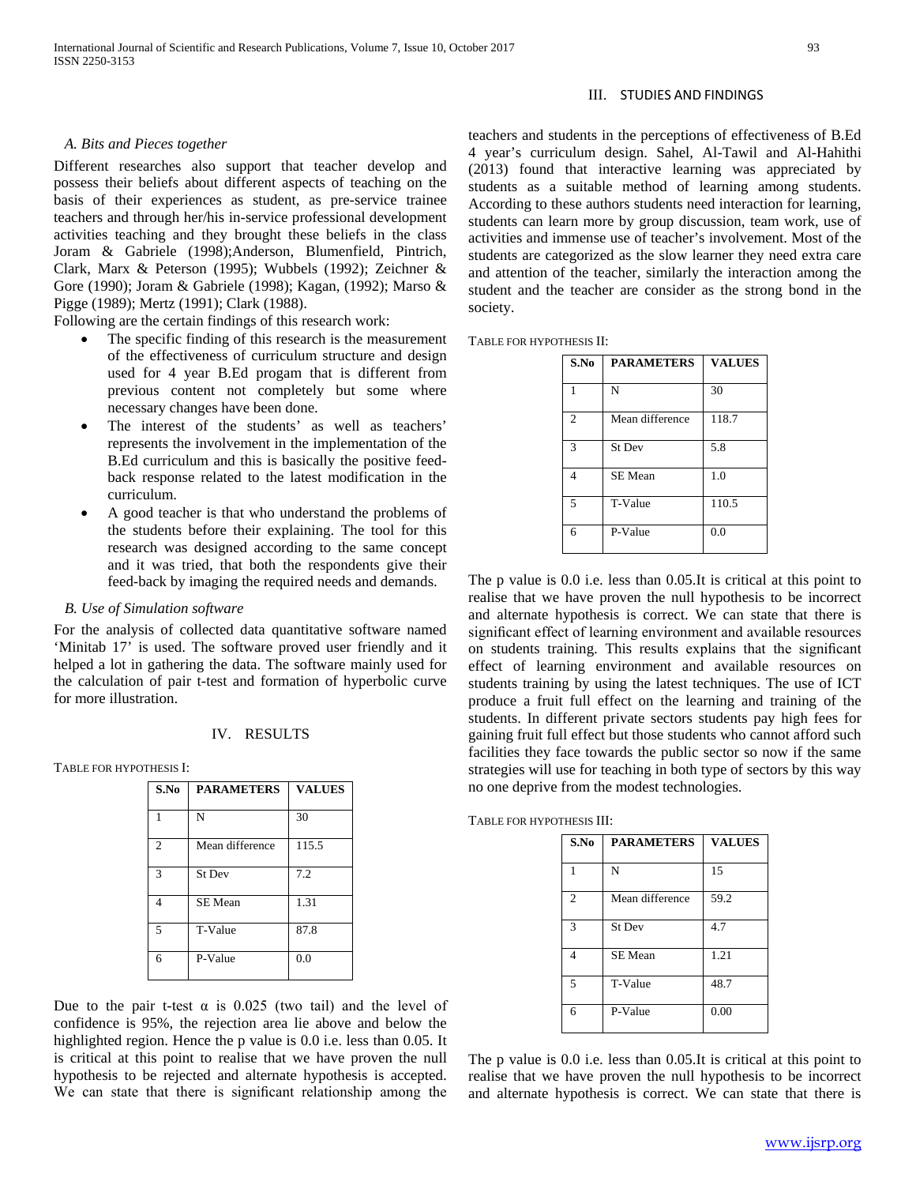### A. Bits and Pieces together

Different researches also support that teacher develop and possess their beliefs about different aspects of teaching on the basis of their experiences as student, as pre-service trainee teachers and through her/his in-service professional development activities teaching and they brought these beliefs in the class Joram & Gabriele (1998);Anderson, Blumenfield, Pintrich, Clark, Marx & Peterson (1995); Wubbels (1992); Zeichner & Gore (1990); Joram & Gabriele (1998); Kagan, (1992); Marso & Pigge (1989); Mertz (1991); Clark (1988).

Following are the certain findings of this research work:

- The specific finding of this research is the measurement of the effectiveness of curriculum structure and design used for 4 year B.Ed progam that is different from previous content not completely but some where necessary changes have been done.
- The interest of the students' as well as teachers' represents the involvement in the implementation of the B.Ed curriculum and this is basically the positive feed-back response related to the latest modification in the curriculum.
- A good teacher is that who understand the problems of the students before their explaining. The tool for this research was designed according to the same concept and it was tried, that both the respondents give their feed-back by imaging the required needs and demands.

### B. Use of Simulation software

For the analysis of collected data quantitative software named 'Minitab 17' is used. The software proved user friendly and it helped a lot in gathering the data. The software mainly used for the calculation of pair t-test and formation of hyperbolic curve for more illustration.

## IV. RESULTS

TABLE FOR HYPOTHESIS I:

| S.No | PARAMETERS | VALUES |
|---|---|---|
| 1 | N | 30 |
| 2 | Mean difference | 115.5 |
| 3 | St Dev | 7.2 |
| 4 | SE Mean | 1.31 |
| 5 | T-Value | 87.8 |
| 6 | P-Value | 0.0 |

Due to the pair t-test α is 0.025 (two tail) and the level of confidence is 95%, the rejection area lie above and below the highlighted region. Hence the p value is 0.0 i.e. less than 0.05. It is critical at this point to realise that we have proven the null hypothesis to be rejected and alternate hypothesis is accepted. We can state that there is significant relationship among the teachers and students in the perceptions of effectiveness of B.Ed 4 year's curriculum design. Sahel, Al-Tawil and Al-Hahithi (2013) found that interactive learning was appreciated by students as a suitable method of learning among students. According to these authors students need interaction for learning, students can learn more by group discussion, team work, use of activities and immense use of teacher's involvement. Most of the students are categorized as the slow learner they need extra care and attention of the teacher, similarly the interaction among the student and the teacher are consider as the strong bond in the society.

TABLE FOR HYPOTHESIS II:

| S.No | PARAMETERS | VALUES |
|---|---|---|
| 1 | N | 30 |
| 2 | Mean difference | 118.7 |
| 3 | St Dev | 5.8 |
| 4 | SE Mean | 1.0 |
| 5 | T-Value | 110.5 |
| 6 | P-Value | 0.0 |

The p value is 0.0 i.e. less than 0.05.It is critical at this point to realise that we have proven the null hypothesis to be incorrect and alternate hypothesis is correct. We can state that there is significant effect of learning environment and available resources on students training. This results explains that the significant effect of learning environment and available resources on students training by using the latest techniques. The use of ICT produce a fruit full effect on the learning and training of the students. In different private sectors students pay high fees for gaining fruit full effect but those students who cannot afford such facilities they face towards the public sector so now if the same strategies will use for teaching in both type of sectors by this way no one deprive from the modest technologies.

TABLE FOR HYPOTHESIS III:

| S.No | PARAMETERS | VALUES |
|---|---|---|
| 1 | N | 15 |
| 2 | Mean difference | 59.2 |
| 3 | St Dev | 4.7 |
| 4 | SE Mean | 1.21 |
| 5 | T-Value | 48.7 |
| 6 | P-Value | 0.00 |

The p value is 0.0 i.e. less than 0.05.It is critical at this point to realise that we have proven the null hypothesis to be incorrect and alternate hypothesis is correct. We can state that there is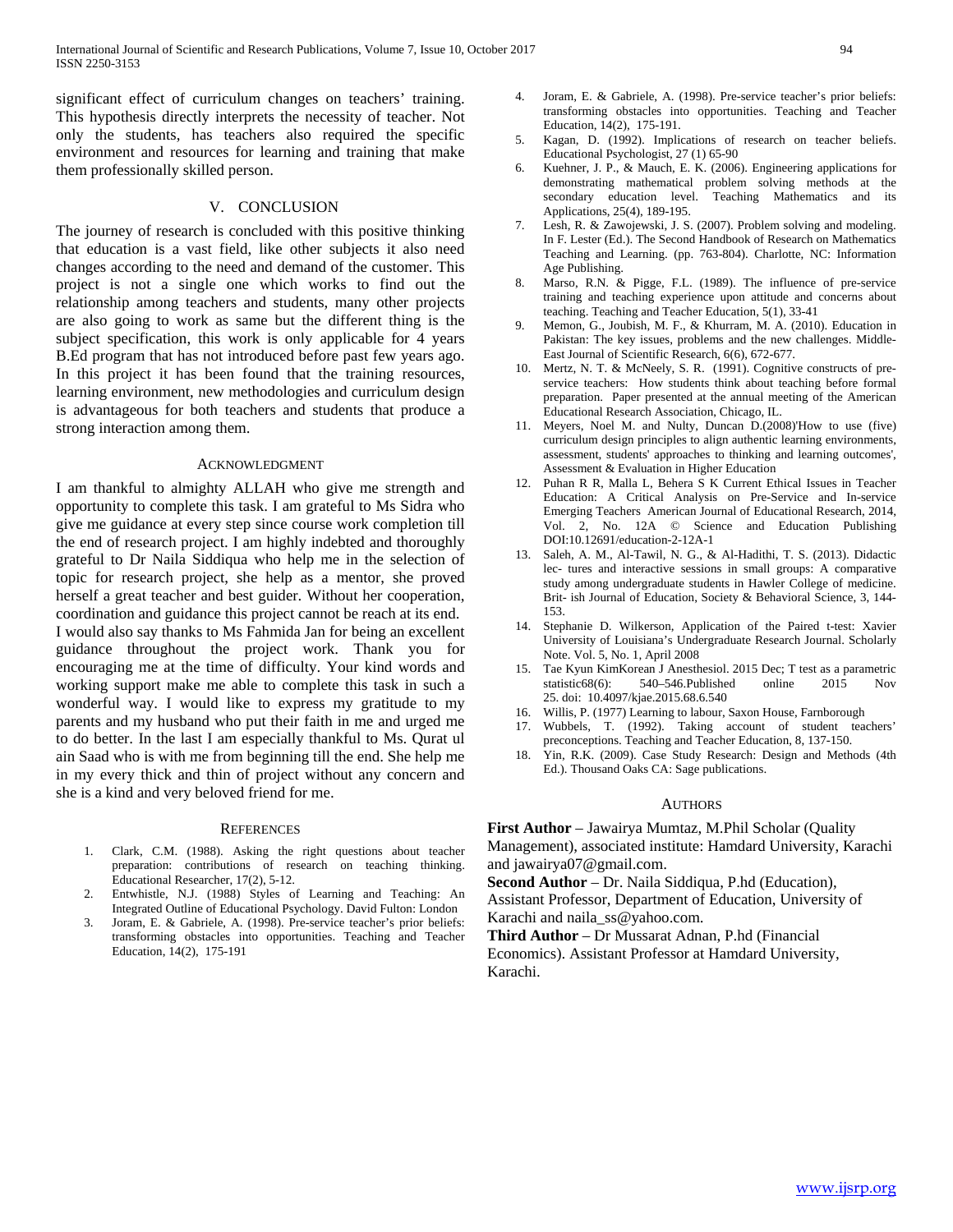significant effect of curriculum changes on teachers' training. This hypothesis directly interprets the necessity of teacher. Not only the students, has teachers also required the specific environment and resources for learning and training that make them professionally skilled person.

## V. CONCLUSION

The journey of research is concluded with this positive thinking that education is a vast field, like other subjects it also need changes according to the need and demand of the customer. This project is not a single one which works to find out the relationship among teachers and students, many other projects are also going to work as same but the different thing is the subject specification, this work is only applicable for 4 years B.Ed program that has not introduced before past few years ago. In this project it has been found that the training resources, learning environment, new methodologies and curriculum design is advantageous for both teachers and students that produce a strong interaction among them.

## ACKNOWLEDGMENT

I am thankful to almighty ALLAH who give me strength and opportunity to complete this task. I am grateful to Ms Sidra who give me guidance at every step since course work completion till the end of research project. I am highly indebted and thoroughly grateful to Dr Naila Siddiqua who help me in the selection of topic for research project, she help as a mentor, she proved herself a great teacher and best guider. Without her cooperation, coordination and guidance this project cannot be reach at its end.
I would also say thanks to Ms Fahmida Jan for being an excellent guidance throughout the project work. Thank you for encouraging me at the time of difficulty. Your kind words and working support make me able to complete this task in such a wonderful way. I would like to express my gratitude to my parents and my husband who put their faith in me and urged me to do better. In the last I am especially thankful to Ms. Qurat ul ain Saad who is with me from beginning till the end. She help me in my every thick and thin of project without any concern and she is a kind and very beloved friend for me.

## REFERENCES

1. Clark, C.M. (1988). Asking the right questions about teacher preparation: contributions of research on teaching thinking. Educational Researcher, 17(2), 5-12.
2. Entwhistle, N.J. (1988) Styles of Learning and Teaching: An Integrated Outline of Educational Psychology. David Fulton: London
3. Joram, E. & Gabriele, A. (1998). Pre-service teacher's prior beliefs: transforming obstacles into opportunities. Teaching and Teacher Education, 14(2), 175-191
4. Joram, E. & Gabriele, A. (1998). Pre-service teacher's prior beliefs: transforming obstacles into opportunities. Teaching and Teacher Education, 14(2), 175-191.
5. Kagan, D. (1992). Implications of research on teacher beliefs. Educational Psychologist, 27 (1) 65-90
6. Kuehner, J. P., & Mauch, E. K. (2006). Engineering applications for demonstrating mathematical problem solving methods at the secondary education level. Teaching Mathematics and its Applications, 25(4), 189-195.
7. Lesh, R. & Zawojewski, J. S. (2007). Problem solving and modeling. In F. Lester (Ed.). The Second Handbook of Research on Mathematics Teaching and Learning. (pp. 763-804). Charlotte, NC: Information Age Publishing.
8. Marso, R.N. & Pigge, F.L. (1989). The influence of pre-service training and teaching experience upon attitude and concerns about teaching. Teaching and Teacher Education, 5(1), 33-41
9. Memon, G., Joubish, M. F., & Khurram, M. A. (2010). Education in Pakistan: The key issues, problems and the new challenges. Middle-East Journal of Scientific Research, 6(6), 672-677.
10. Mertz, N. T. & McNeely, S. R. (1991). Cognitive constructs of pre-service teachers: How students think about teaching before formal preparation. Paper presented at the annual meeting of the American Educational Research Association, Chicago, IL.
11. Meyers, Noel M. and Nulty, Duncan D.(2008)'How to use (five) curriculum design principles to align authentic learning environments, assessment, students' approaches to thinking and learning outcomes', Assessment & Evaluation in Higher Education
12. Puhan R R, Malla L, Behera S K Current Ethical Issues in Teacher Education: A Critical Analysis on Pre-Service and In-service Emerging Teachers American Journal of Educational Research, 2014, Vol. 2, No. 12A © Science and Education Publishing DOI:10.12691/education-2-12A-1
13. Saleh, A. M., Al-Tawil, N. G., & Al-Hadithi, T. S. (2013). Didactic lec- tures and interactive sessions in small groups: A comparative study among undergraduate students in Hawler College of medicine. Brit- ish Journal of Education, Society & Behavioral Science, 3, 144-153.
14. Stephanie D. Wilkerson, Application of the Paired t-test: Xavier University of Louisiana's Undergraduate Research Journal. Scholarly Note. Vol. 5, No. 1, April 2008
15. Tae Kyun KimKorean J Anesthesiol. 2015 Dec; T test as a parametric statistic68(6): 540–546.Published online 2015 Nov 25. doi: 10.4097/kjae.2015.68.6.540
16. Willis, P. (1977) Learning to labour, Saxon House, Farnborough
17. Wubbels, T. (1992). Taking account of student teachers' preconceptions. Teaching and Teacher Education, 8, 137-150.
18. Yin, R.K. (2009). Case Study Research: Design and Methods (4th Ed.). Thousand Oaks CA: Sage publications.

## AUTHORS

**First Author** – Jawairya Mumtaz, M.Phil Scholar (Quality Management), associated institute: Hamdard University, Karachi and jawairya07@gmail.com.

**Second Author** – Dr. Naila Siddiqua, P.hd (Education), Assistant Professor, Department of Education, University of Karachi and naila_ss@yahoo.com.

**Third Author** – Dr Mussarat Adnan, P.hd (Financial Economics). Assistant Professor at Hamdard University, Karachi.